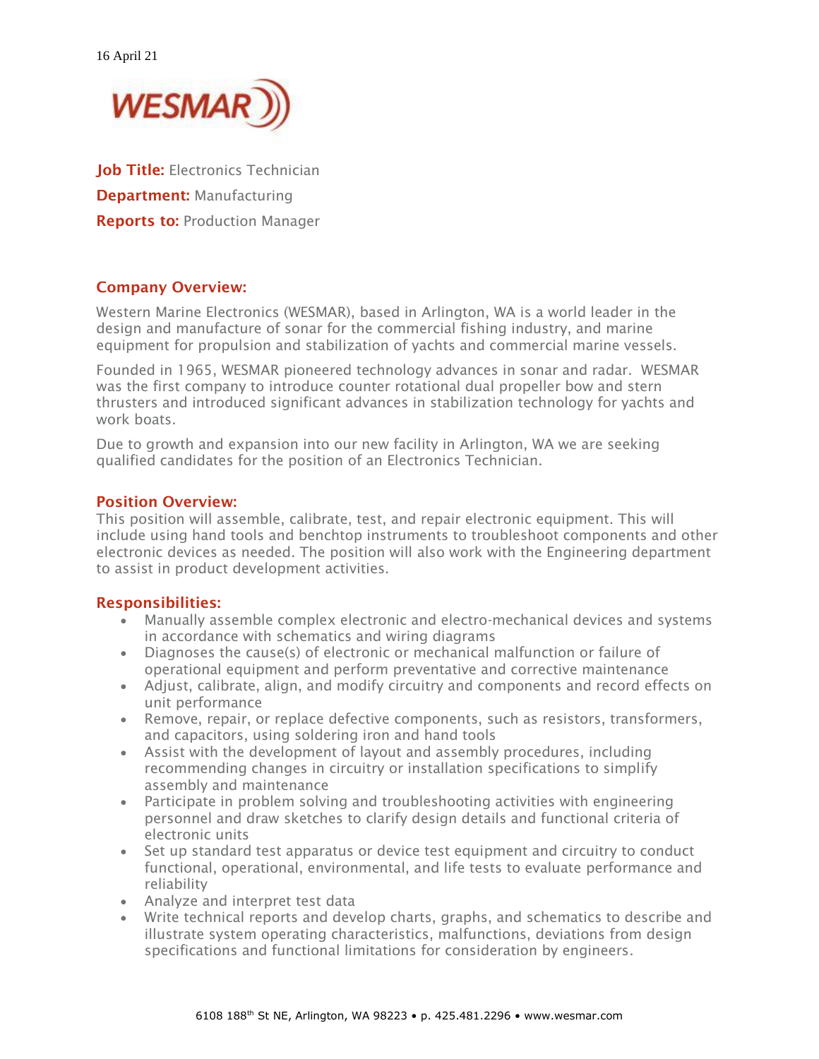16 April 21

WESMAR

**Job Title:** Electronics Technician

**Department:** Manufacturing

**Reports to:** Production Manager

## Company Overview:

Western Marine Electronics (WESMAR), based in Arlington, WA is a world leader in the design and manufacture of sonar for the commercial fishing industry, and marine equipment for propulsion and stabilization of yachts and commercial marine vessels.

Founded in 1965, WESMAR pioneered technology advances in sonar and radar. WESMAR was the first company to introduce counter rotational dual propeller bow and stern thrusters and introduced significant advances in stabilization technology for yachts and work boats.

Due to growth and expansion into our new facility in Arlington, WA we are seeking qualified candidates for the position of an Electronics Technician.

## Position Overview:

This position will assemble, calibrate, test, and repair electronic equipment. This will include using hand tools and benchtop instruments to troubleshoot components and other electronic devices as needed. The position will also work with the Engineering department to assist in product development activities.

## Responsibilities:

- Manually assemble complex electronic and electro-mechanical devices and systems in accordance with schematics and wiring diagrams
- Diagnoses the cause(s) of electronic or mechanical malfunction or failure of operational equipment and perform preventative and corrective maintenance
- Adjust, calibrate, align, and modify circuitry and components and record effects on unit performance
- Remove, repair, or replace defective components, such as resistors, transformers, and capacitors, using soldering iron and hand tools
- Assist with the development of layout and assembly procedures, including recommending changes in circuitry or installation specifications to simplify assembly and maintenance
- Participate in problem solving and troubleshooting activities with engineering personnel and draw sketches to clarify design details and functional criteria of electronic units
- Set up standard test apparatus or device test equipment and circuitry to conduct functional, operational, environmental, and life tests to evaluate performance and reliability
- Analyze and interpret test data
- Write technical reports and develop charts, graphs, and schematics to describe and illustrate system operating characteristics, malfunctions, deviations from design specifications and functional limitations for consideration by engineers.

6108 188th St NE, Arlington, WA 98223 • p. 425.481.2296 • www.wesmar.com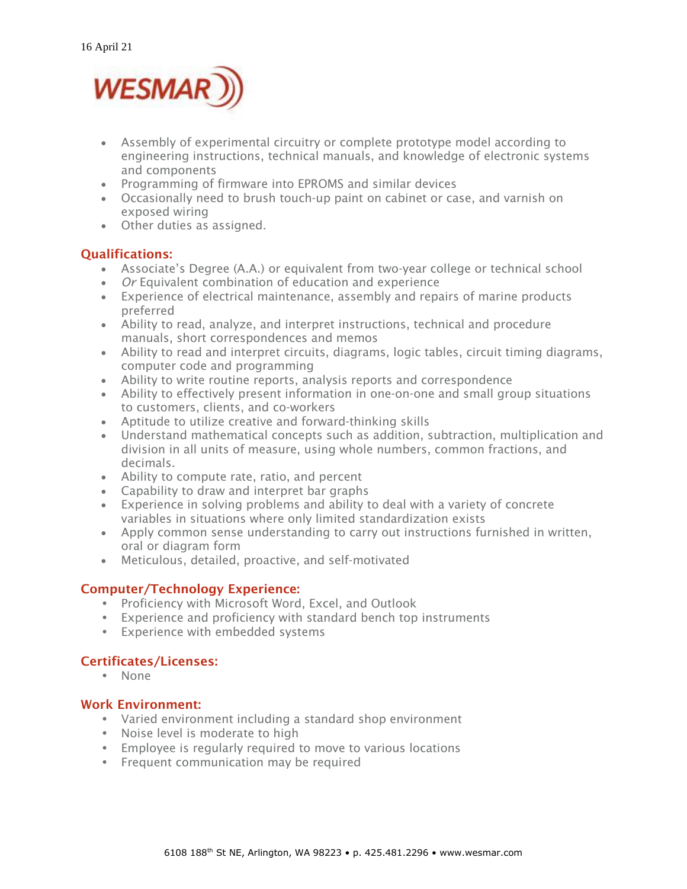- Assembly of experimental circuitry or complete prototype model according to engineering instructions, technical manuals, and knowledge of electronic systems and components
- Programming of firmware into EPROMS and similar devices
- Occasionally need to brush touch-up paint on cabinet or case, and varnish on exposed wiring
- Other duties as assigned.

## Qualifications:

- Associate's Degree (A.A.) or equivalent from two-year college or technical school
- *Or* Equivalent combination of education and experience
- Experience of electrical maintenance, assembly and repairs of marine products preferred
- Ability to read, analyze, and interpret instructions, technical and procedure manuals, short correspondences and memos
- Ability to read and interpret circuits, diagrams, logic tables, circuit timing diagrams, computer code and programming
- Ability to write routine reports, analysis reports and correspondence
- Ability to effectively present information in one-on-one and small group situations to customers, clients, and co-workers
- Aptitude to utilize creative and forward-thinking skills
- Understand mathematical concepts such as addition, subtraction, multiplication and division in all units of measure, using whole numbers, common fractions, and decimals.
- Ability to compute rate, ratio, and percent
- Capability to draw and interpret bar graphs
- Experience in solving problems and ability to deal with a variety of concrete variables in situations where only limited standardization exists
- Apply common sense understanding to carry out instructions furnished in written, oral or diagram form
- Meticulous, detailed, proactive, and self-motivated

## Computer/Technology Experience:

- Proficiency with Microsoft Word, Excel, and Outlook
- Experience and proficiency with standard bench top instruments
- Experience with embedded systems

## Certificates/Licenses:

- None

## Work Environment:

- Varied environment including a standard shop environment
- Noise level is moderate to high
- Employee is regularly required to move to various locations
- Frequent communication may be required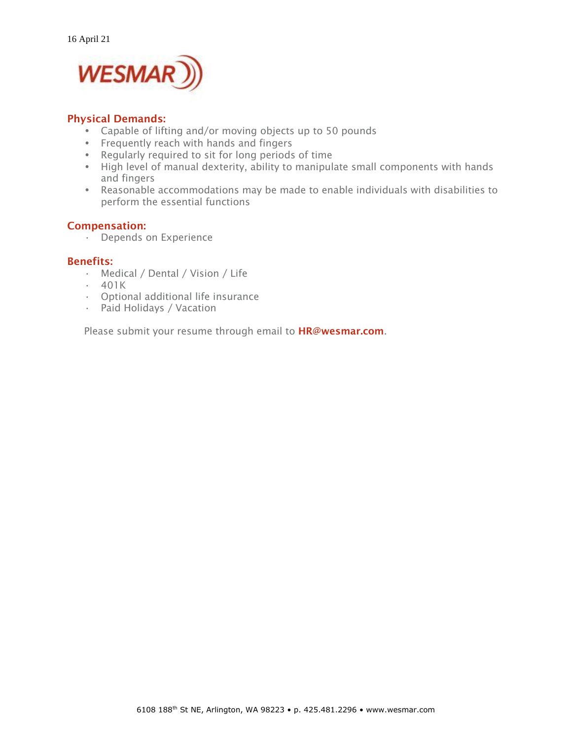16 April 21

WESMAR

## Physical Demands:

- Capable of lifting and/or moving objects up to 50 pounds
- Frequently reach with hands and fingers
- Regularly required to sit for long periods of time
- High level of manual dexterity, ability to manipulate small components with hands and fingers
- Reasonable accommodations may be made to enable individuals with disabilities to perform the essential functions

## Compensation:

- Depends on Experience

## Benefits:

- Medical / Dental / Vision / Life
- 401K
- Optional additional life insurance
- Paid Holidays / Vacation

Please submit your resume through email to **HR@wesmar.com**.

6108 188th St NE, Arlington, WA 98223 • p. 425.481.2296 • www.wesmar.com